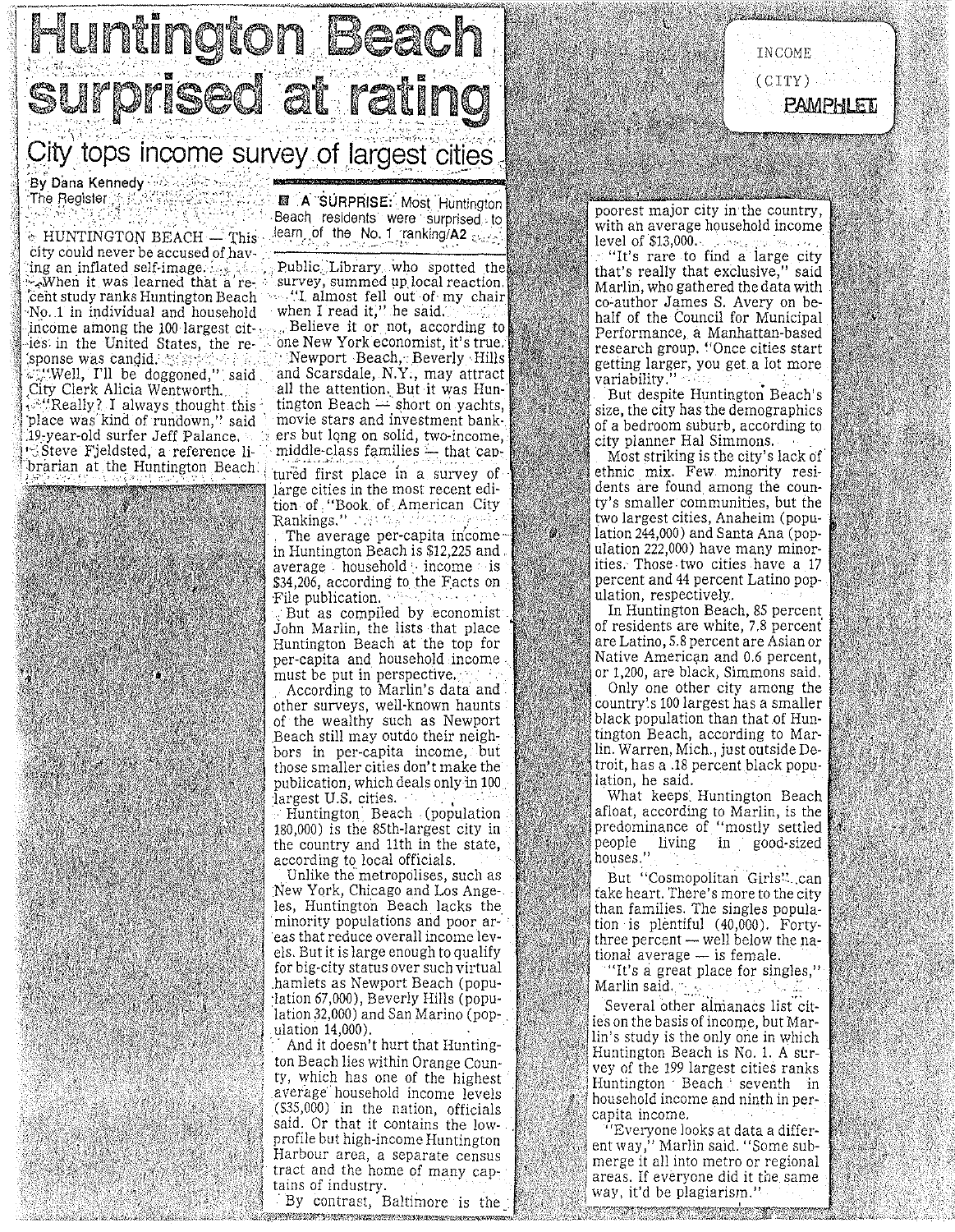INCOME
(CITY)
PAMPHLET

# Huntington Beach surprised at rating

## City tops income survey of largest cities

By Dana Kennedy
The Register

HUNTINGTON BEACH — This city could never be accused of having an inflated self-image.

When it was learned that a recent study ranks Huntington Beach No. 1 in individual and household income among the 100 largest cities in the United States, the response was candid.

"Well, I'll be doggoned," said City Clerk Alicia Wentworth.

"Really? I always thought this place was kind of rundown," said 19-year-old surfer Jeff Palance.

Steve Fjeldsted, a reference librarian at the Huntington Beach Public Library who spotted the survey, summed up local reaction.

"I almost fell out of my chair when I read it," he said.

■ **A SURPRISE:** Most Huntington Beach residents were surprised to learn of the No. 1 ranking/**A2**

Believe it or not, according to one New York economist, it's true.

Newport Beach, Beverly Hills and Scarsdale, N.Y., may attract all the attention. But it was Huntington Beach — short on yachts, movie stars and investment bankers but long on solid, two-income, middle-class families — that captured first place in a survey of large cities in the most recent edition of "Book of American City Rankings."

The average per-capita income in Huntington Beach is $12,225 and average household income is $34,206, according to the Facts on File publication.

But as compiled by economist John Marlin, the lists that place Huntington Beach at the top for per-capita and household income must be put in perspective.

According to Marlin's data and other surveys, well-known haunts of the wealthy such as Newport Beach still may outdo their neighbors in per-capita income, but those smaller cities don't make the publication, which deals only in 100 largest U.S. cities.

Huntington Beach (population 180,000) is the 85th-largest city in the country and 11th in the state, according to local officials.

Unlike the metropolises, such as New York, Chicago and Los Angeles, Huntington Beach lacks the minority populations and poor areas that reduce overall income levels. But it is large enough to qualify for big-city status over such virtual hamlets as Newport Beach (population 67,000), Beverly Hills (population 32,000) and San Marino (population 14,000).

And it doesn't hurt that Huntington Beach lies within Orange County, which has one of the highest average household income levels ($35,000) in the nation, officials said. Or that it contains the low-profile but high-income Huntington Harbour area, a separate census tract and the home of many captains of industry.

By contrast, Baltimore is the poorest major city in the country, with an average household income level of $13,000.

"It's rare to find a large city that's really that exclusive," said Marlin, who gathered the data with co-author James S. Avery on behalf of the Council for Municipal Performance, a Manhattan-based research group. "Once cities start getting larger, you get a lot more variability."

But despite Huntington Beach's size, the city has the demographics of a bedroom suburb, according to city planner Hal Simmons.

Most striking is the city's lack of ethnic mix. Few minority residents are found among the county's smaller communities, but the two largest cities, Anaheim (population 244,000) and Santa Ana (population 222,000) have many minorities. Those two cities have a 17 percent and 44 percent Latino population, respectively.

In Huntington Beach, 85 percent of residents are white, 7.8 percent are Latino, 5.8 percent are Asian or Native American and 0.6 percent, or 1,200, are black, Simmons said.

Only one other city among the country's 100 largest has a smaller black population than that of Huntington Beach, according to Marlin. Warren, Mich., just outside Detroit, has a .18 percent black population, he said.

What keeps Huntington Beach afloat, according to Marlin, is the predominance of "mostly settled people living in good-sized houses."

But "Cosmopolitan Girls" can take heart. There's more to the city than families. The singles population is plentiful (40,000). Forty-three percent — well below the national average — is female.

"It's a great place for singles," Marlin said.

Several other almanacs list cities on the basis of income, but Marlin's study is the only one in which Huntington Beach is No. 1. A survey of the 199 largest cities ranks Huntington Beach seventh in household income and ninth in per-capita income.

"Everyone looks at data a different way," Marlin said. "Some submerge it all into metro or regional areas. If everyone did it the same way, it'd be plagiarism."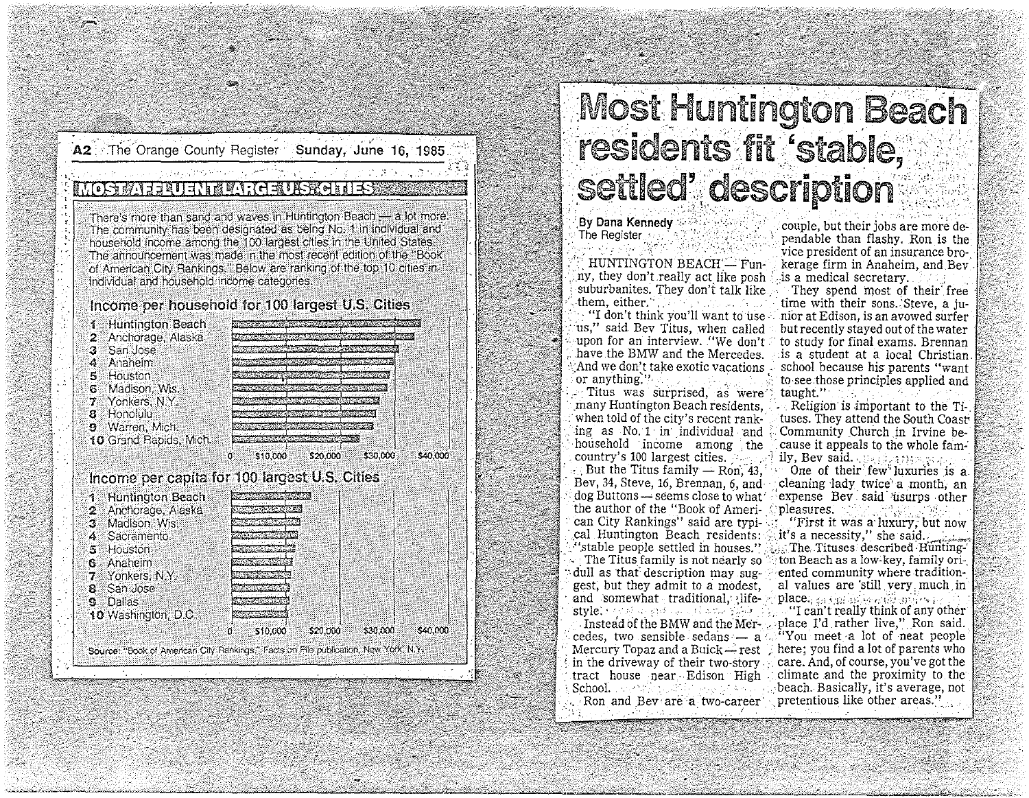A2 The Orange County Register Sunday, June 16, 1985

## MOST AFFLUENT LARGE U.S. CITIES

There's more than sand and waves in Huntington Beach — a lot more. The community has been designated as being No. 1 in individual and household income among the 100 largest cities in the United States. The announcement was made in the most recent edition of the "Book of American City Rankings." Below are ranking of the top 10 cities in individual and household income categories.

### Income per household for 100 largest U.S. Cities

1 Huntington Beach
2 Anchorage, Alaska
3 San Jose
4 Anaheim
5 Houston
6 Madison, Wis.
7 Yonkers, N.Y.
8 Honolulu
9 Warren, Mich.
10 Grand Rapids, Mich.

0 $10,000 $20,000 $30,000 $40,000

### Income per capita for 100 largest U.S. Cities

1 Huntington Beach
2 Anchorage, Alaska
3 Madison, Wis.
4 Sacramento
5 Houston
6 Anaheim
7 Yonkers, N.Y.
8 San Jose
9 Dallas
10 Washington, D.C.

0 $10,000 $20,000 $30,000 $40,000

Source: "Book of American City Rankings," Facts on File publication, New York, N.Y.

# Most Huntington Beach residents fit 'stable, settled' description

By Dana Kennedy
The Register

HUNTINGTON BEACH — Funny, they don't really act like posh suburbanites. They don't talk like them, either.

"I don't think you'll want to use us," said Bev Titus, when called upon for an interview. "We don't have the BMW and the Mercedes. And we don't take exotic vacations or anything."

Titus was surprised, as were many Huntington Beach residents, when told of the city's recent ranking as No. 1 in individual and household income among the country's 100 largest cities.

But the Titus family — Ron, 43, Bev, 34, Steve, 16, Brennan, 6, and dog Buttons — seems close to what the author of the "Book of American City Rankings" said are typical Huntington Beach residents: "stable people settled in houses."

The Titus family is not nearly so dull as that description may suggest, but they admit to a modest, and somewhat traditional, lifestyle.

Instead of the BMW and the Mercedes, two sensible sedans — a Mercury Topaz and a Buick — rest in the driveway of their two-story tract house near Edison High School.

Ron and Bev are a two-career couple, but their jobs are more dependable than flashy. Ron is the vice president of an insurance brokerage firm in Anaheim, and Bev is a medical secretary.

They spend most of their free time with their sons. Steve, a junior at Edison, is an avowed surfer but recently stayed out of the water to study for final exams. Brennan is a student at a local Christian school because his parents "want to see those principles applied and taught."

Religion is important to the Tituses. They attend the South Coast Community Church in Irvine because it appeals to the whole family, Bev said.

One of their few luxuries is a cleaning lady twice a month, an expense Bev said usurps other pleasures.

"First it was a luxury, but now it's a necessity," she said.

The Tituses described Huntington Beach as a low-key, family oriented community where traditional values are still very much in place.

"I can't really think of any other place I'd rather live," Ron said. "You meet a lot of neat people here; you find a lot of parents who care. And, of course, you've got the climate and the proximity to the beach. Basically, it's average, not pretentious like other areas."